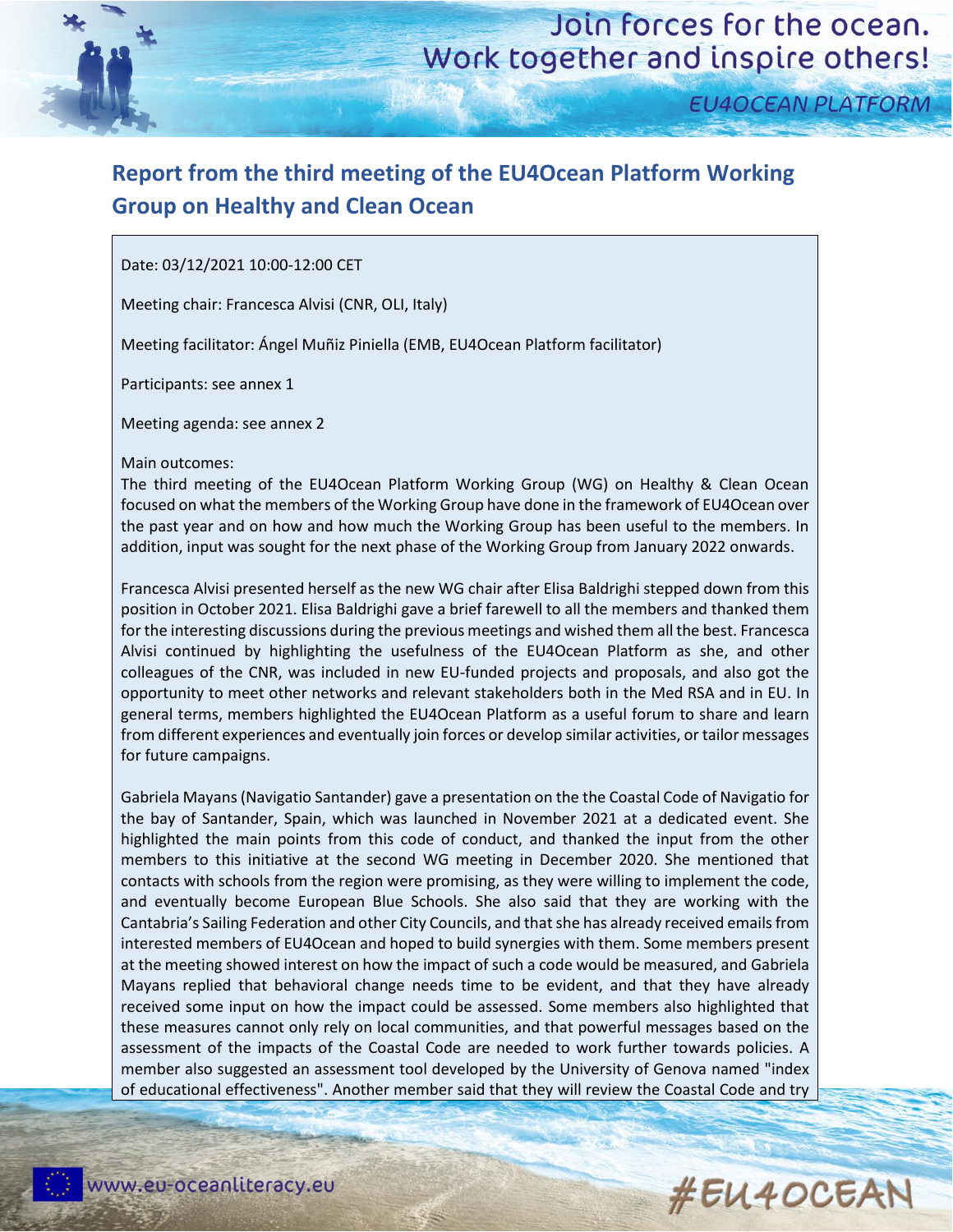# Report from the third meeting of the EU4Ocean Platform Working Group on Healthy and Clean Ocean

Date: 03/12/2021 10:00-12:00 CET

Meeting chair: Francesca Alvisi (CNR, OLI, Italy)

Meeting facilitator: Ángel Muñiz Piniella (EMB, EU4Ocean Platform facilitator)

Participants: see annex 1

Meeting agenda: see annex 2

Main outcomes:

The third meeting of the EU4Ocean Platform Working Group (WG) on Healthy & Clean Ocean focused on what the members of the Working Group have done in the framework of EU4Ocean over the past year and on how and how much the Working Group has been useful to the members. In addition, input was sought for the next phase of the Working Group from January 2022 onwards.

Francesca Alvisi presented herself as the new WG chair after Elisa Baldrighi stepped down from this position in October 2021. Elisa Baldrighi gave a brief farewell to all the members and thanked them for the interesting discussions during the previous meetings and wished them all the best. Francesca Alvisi continued by highlighting the usefulness of the EU4Ocean Platform as she, and other colleagues of the CNR, was included in new EU-funded projects and proposals, and also got the opportunity to meet other networks and relevant stakeholders both in the Med RSA and in EU. In general terms, members highlighted the EU4Ocean Platform as a useful forum to share and learn from different experiences and eventually join forces or develop similar activities, or tailor messages for future campaigns.

Gabriela Mayans (Navigatio Santander) gave a presentation on the the Coastal Code of Navigatio for the bay of Santander, Spain, which was launched in November 2021 at a dedicated event. She highlighted the main points from this code of conduct, and thanked the input from the other members to this initiative at the second WG meeting in December 2020. She mentioned that contacts with schools from the region were promising, as they were willing to implement the code, and eventually become European Blue Schools. She also said that they are working with the Cantabria's Sailing Federation and other City Councils, and that she has already received emails from interested members of EU4Ocean and hoped to build synergies with them. Some members present at the meeting showed interest on how the impact of such a code would be measured, and Gabriela Mayans replied that behavioral change needs time to be evident, and that they have already received some input on how the impact could be assessed. Some members also highlighted that these measures cannot only rely on local communities, and that powerful messages based on the assessment of the impacts of the Coastal Code are needed to work further towards policies. A member also suggested an assessment tool developed by the University of Genova named "index of educational effectiveness". Another member said that they will review the Coastal Code and try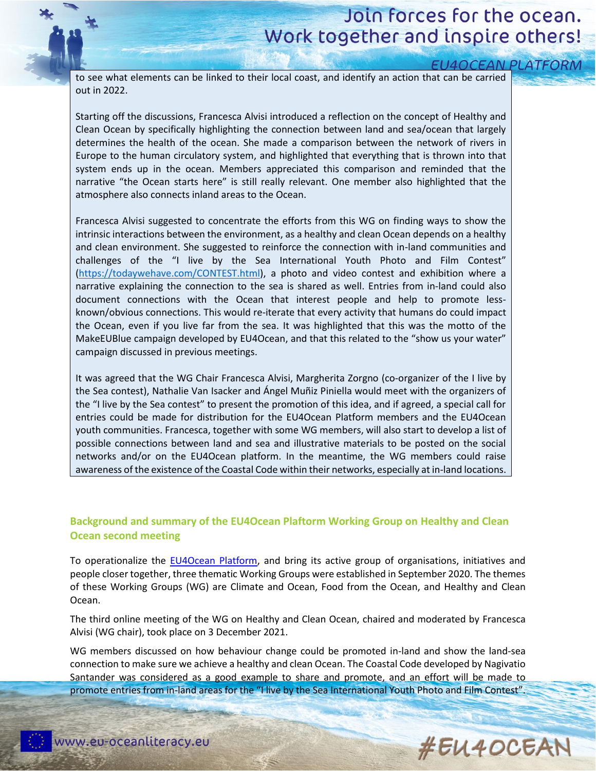to see what elements can be linked to their local coast, and identify an action that can be carried out in 2022.

Starting off the discussions, Francesca Alvisi introduced a reflection on the concept of Healthy and Clean Ocean by specifically highlighting the connection between land and sea/ocean that largely determines the health of the ocean. She made a comparison between the network of rivers in Europe to the human circulatory system, and highlighted that everything that is thrown into that system ends up in the ocean. Members appreciated this comparison and reminded that the narrative "the Ocean starts here" is still really relevant. One member also highlighted that the atmosphere also connects inland areas to the Ocean.

Francesca Alvisi suggested to concentrate the efforts from this WG on finding ways to show the intrinsic interactions between the environment, as a healthy and clean Ocean depends on a healthy and clean environment. She suggested to reinforce the connection with in-land communities and challenges of the "I live by the Sea International Youth Photo and Film Contest" ([https://todaywehave.com/CONTEST.html](https://todaywehave.com/CONTEST.html)), a photo and video contest and exhibition where a narrative explaining the connection to the sea is shared as well. Entries from in-land could also document connections with the Ocean that interest people and help to promote less-known/obvious connections. This would re-iterate that every activity that humans do could impact the Ocean, even if you live far from the sea. It was highlighted that this was the motto of the MakeEUBlue campaign developed by EU4Ocean, and that this related to the "show us your water" campaign discussed in previous meetings.

It was agreed that the WG Chair Francesca Alvisi, Margherita Zorgno (co-organizer of the I live by the Sea contest), Nathalie Van Isacker and Ángel Muñiz Piniella would meet with the organizers of the "I live by the Sea contest" to present the promotion of this idea, and if agreed, a special call for entries could be made for distribution for the EU4Ocean Platform members and the EU4Ocean youth communities. Francesca, together with some WG members, will also start to develop a list of possible connections between land and sea and illustrative materials to be posted on the social networks and/or on the EU4Ocean platform. In the meantime, the WG members could raise awareness of the existence of the Coastal Code within their networks, especially at in-land locations.

## Background and summary of the EU4Ocean Plaftorm Working Group on Healthy and Clean Ocean second meeting

To operationalize the EU4Ocean Platform, and bring its active group of organisations, initiatives and people closer together, three thematic Working Groups were established in September 2020. The themes of these Working Groups (WG) are Climate and Ocean, Food from the Ocean, and Healthy and Clean Ocean.

The third online meeting of the WG on Healthy and Clean Ocean, chaired and moderated by Francesca Alvisi (WG chair), took place on 3 December 2021.

WG members discussed on how behaviour change could be promoted in-land and show the land-sea connection to make sure we achieve a healthy and clean Ocean. The Coastal Code developed by Nagivatio Santander was considered as a good example to share and promote, and an effort will be made to promote entries from in-land areas for the "I live by the Sea International Youth Photo and Film Contest".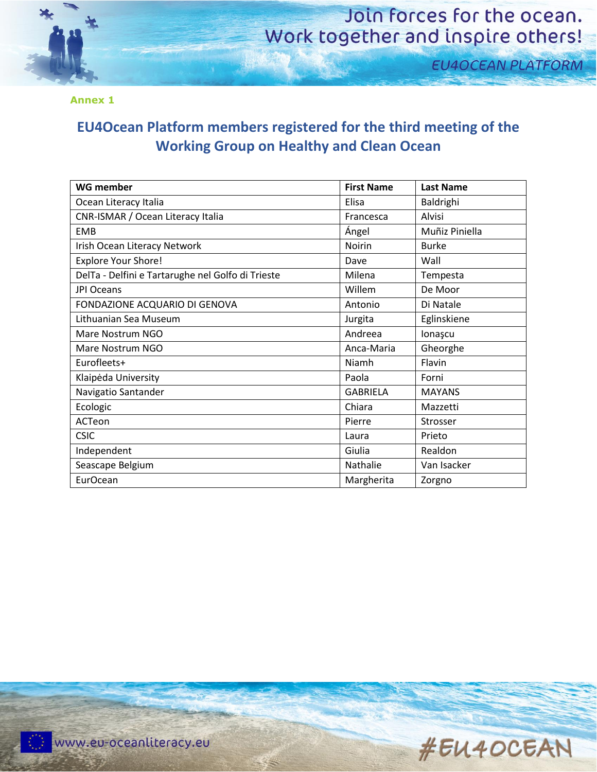Annex 1

## EU4Ocean Platform members registered for the third meeting of the Working Group on Healthy and Clean Ocean

| WG member | First Name | Last Name |
|---|---|---|
| Ocean Literacy Italia | Elisa | Baldrighi |
| CNR-ISMAR / Ocean Literacy Italia | Francesca | Alvisi |
| EMB | Ángel | Muñiz Piniella |
| Irish Ocean Literacy Network | Noirin | Burke |
| Explore Your Shore! | Dave | Wall |
| DelTa - Delfini e Tartarughe nel Golfo di Trieste | Milena | Tempesta |
| JPI Oceans | Willem | De Moor |
| FONDAZIONE ACQUARIO DI GENOVA | Antonio | Di Natale |
| Lithuanian Sea Museum | Jurgita | Eglinskiene |
| Mare Nostrum NGO | Andreea | Ionaşcu |
| Mare Nostrum NGO | Anca-Maria | Gheorghe |
| Eurofleets+ | Niamh | Flavin |
| Klaipėda University | Paola | Forni |
| Navigatio Santander | GABRIELA | MAYANS |
| Ecologic | Chiara | Mazzetti |
| ACTeon | Pierre | Strosser |
| CSIC | Laura | Prieto |
| Independent | Giulia | Realdon |
| Seascape Belgium | Nathalie | Van Isacker |
| EurOcean | Margherita | Zorgno |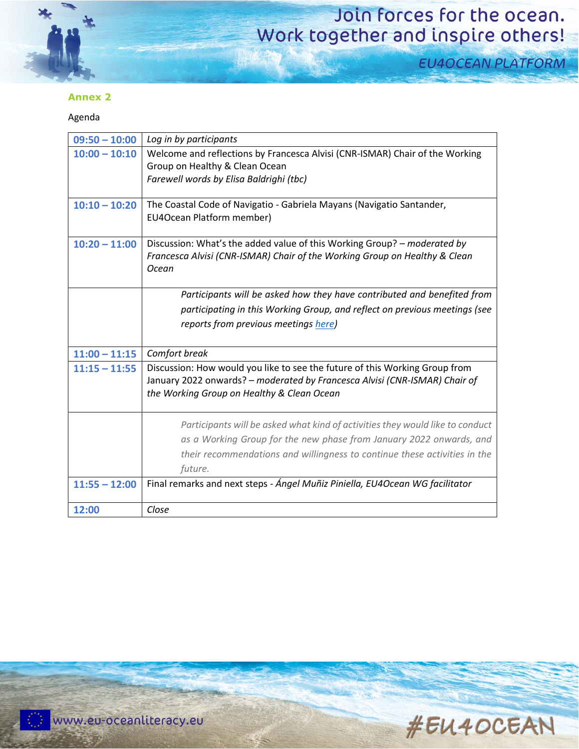**Annex 2**

Agenda

| | |
|---|---|
| **09:50 – 10:00** | *Log in by participants* |
| **10:00 – 10:10** | Welcome and reflections by Francesca Alvisi (CNR-ISMAR) Chair of the Working Group on Healthy & Clean Ocean<br>*Farewell words by Elisa Baldrighi (tbc)* |
| **10:10 – 10:20** | The Coastal Code of Navigatio - Gabriela Mayans (Navigatio Santander, EU4Ocean Platform member) |
| **10:20 – 11:00** | Discussion: What's the added value of this Working Group? – *moderated by Francesca Alvisi (CNR-ISMAR) Chair of the Working Group on Healthy & Clean Ocean* |
| | *Participants will be asked how they have contributed and benefited from participating in this Working Group, and reflect on previous meetings (see reports from previous meetings [here](#))* |
| **11:00 – 11:15** | *Comfort break* |
| **11:15 – 11:55** | Discussion: How would you like to see the future of this Working Group from January 2022 onwards? – *moderated by Francesca Alvisi (CNR-ISMAR) Chair of the Working Group on Healthy & Clean Ocean* |
| | *Participants will be asked what kind of activities they would like to conduct as a Working Group for the new phase from January 2022 onwards, and their recommendations and willingness to continue these activities in the future.* |
| **11:55 – 12:00** | Final remarks and next steps - *Ángel Muñiz Piniella, EU4Ocean WG facilitator* |
| **12:00** | *Close* |